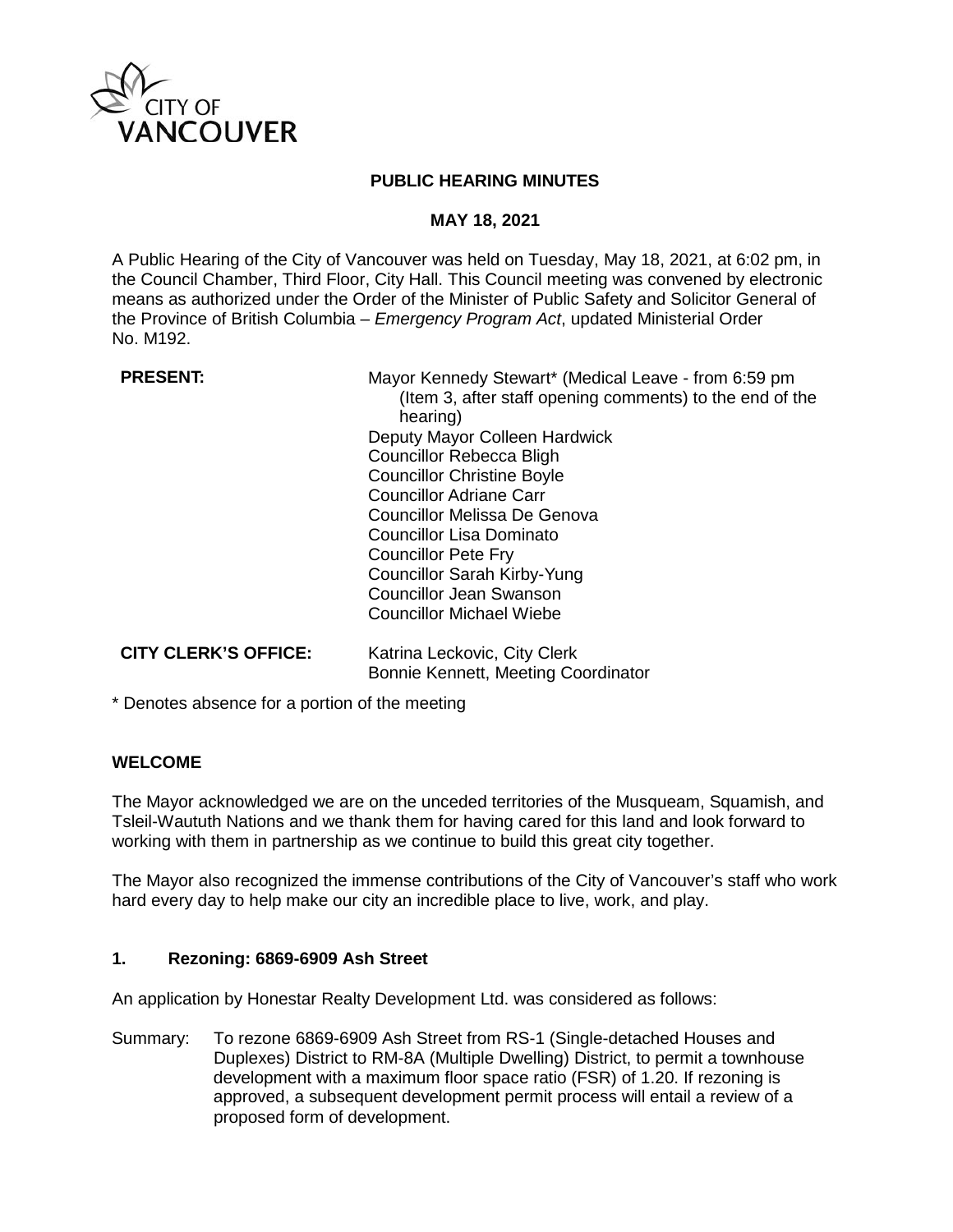# PUBLIC HEARING MINUTES

## MAY 18, 2021

A Public Hearing of the City of Vancouver was held on Tuesday, May 18, 2021, at 6:02 pm, in the Council Chamber, Third Floor, City Hall. This Council meeting was convened by electronic means as authorized under the Order of the Minister of Public Safety and Solicitor General of the Province of British Columbia – *Emergency Program Act*, updated Ministerial Order No. M192.

**PRESENT:**

Mayor Kennedy Stewart* (Medical Leave - from 6:59 pm (Item 3, after staff opening comments) to the end of the hearing)
Deputy Mayor Colleen Hardwick
Councillor Rebecca Bligh
Councillor Christine Boyle
Councillor Adriane Carr
Councillor Melissa De Genova
Councillor Lisa Dominato
Councillor Pete Fry
Councillor Sarah Kirby-Yung
Councillor Jean Swanson
Councillor Michael Wiebe

**CITY CLERK'S OFFICE:**

Katrina Leckovic, City Clerk
Bonnie Kennett, Meeting Coordinator

\* Denotes absence for a portion of the meeting

### WELCOME

The Mayor acknowledged we are on the unceded territories of the Musqueam, Squamish, and Tsleil-Waututh Nations and we thank them for having cared for this land and look forward to working with them in partnership as we continue to build this great city together.

The Mayor also recognized the immense contributions of the City of Vancouver's staff who work hard every day to help make our city an incredible place to live, work, and play.

### 1. Rezoning: 6869-6909 Ash Street

An application by Honestar Realty Development Ltd. was considered as follows:

Summary: To rezone 6869-6909 Ash Street from RS-1 (Single-detached Houses and Duplexes) District to RM-8A (Multiple Dwelling) District, to permit a townhouse development with a maximum floor space ratio (FSR) of 1.20. If rezoning is approved, a subsequent development permit process will entail a review of a proposed form of development.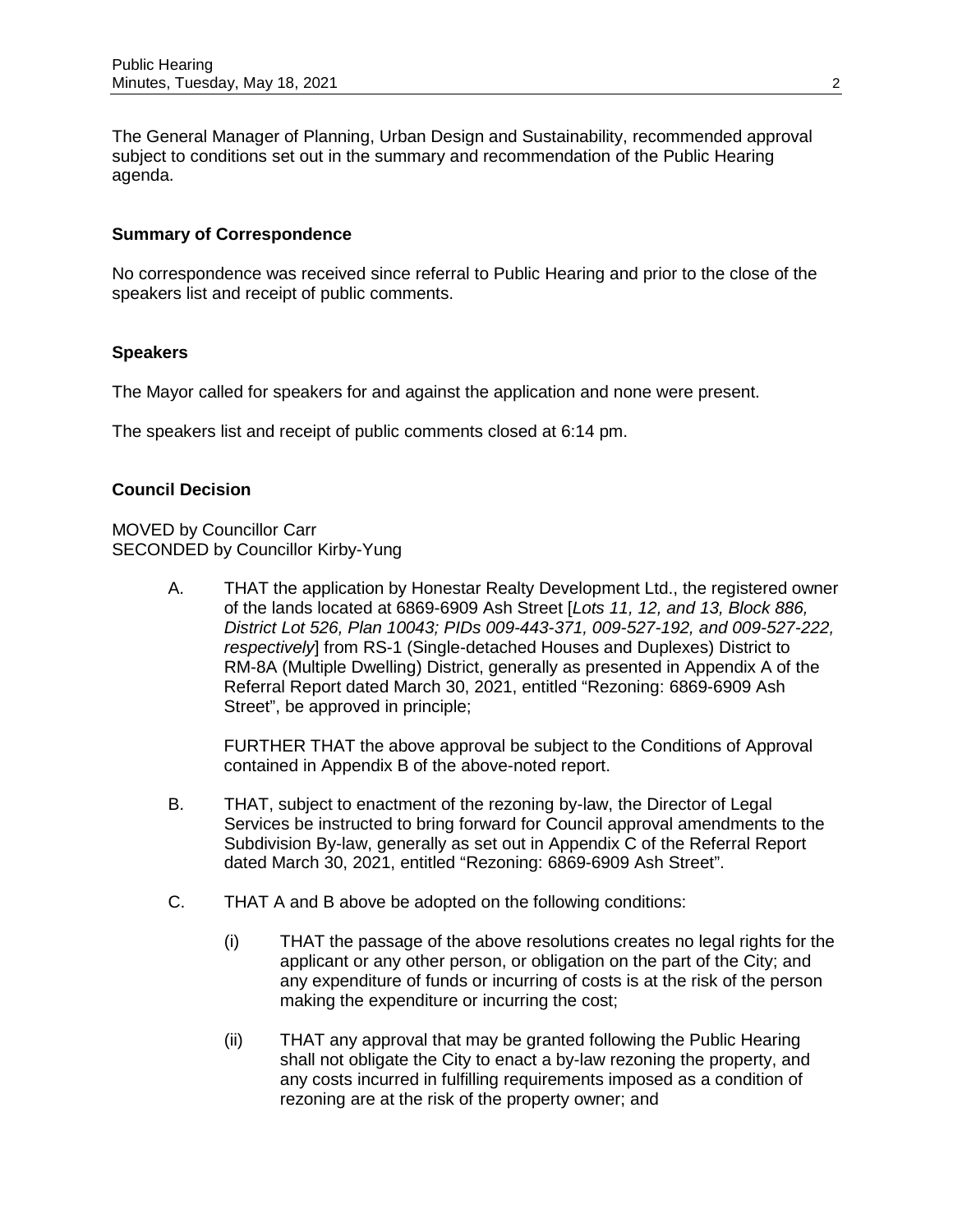The General Manager of Planning, Urban Design and Sustainability, recommended approval subject to conditions set out in the summary and recommendation of the Public Hearing agenda.

### Summary of Correspondence

No correspondence was received since referral to Public Hearing and prior to the close of the speakers list and receipt of public comments.

### Speakers

The Mayor called for speakers for and against the application and none were present.

The speakers list and receipt of public comments closed at 6:14 pm.

### Council Decision

MOVED by Councillor Carr
SECONDED by Councillor Kirby-Yung

A. THAT the application by Honestar Realty Development Ltd., the registered owner of the lands located at 6869-6909 Ash Street [*Lots 11, 12, and 13, Block 886, District Lot 526, Plan 10043; PIDs 009-443-371, 009-527-192, and 009-527-222, respectively*] from RS-1 (Single-detached Houses and Duplexes) District to RM-8A (Multiple Dwelling) District, generally as presented in Appendix A of the Referral Report dated March 30, 2021, entitled "Rezoning: 6869-6909 Ash Street", be approved in principle;

   FURTHER THAT the above approval be subject to the Conditions of Approval contained in Appendix B of the above-noted report.

B. THAT, subject to enactment of the rezoning by-law, the Director of Legal Services be instructed to bring forward for Council approval amendments to the Subdivision By-law, generally as set out in Appendix C of the Referral Report dated March 30, 2021, entitled "Rezoning: 6869-6909 Ash Street".

C. THAT A and B above be adopted on the following conditions:

   (i) THAT the passage of the above resolutions creates no legal rights for the applicant or any other person, or obligation on the part of the City; and any expenditure of funds or incurring of costs is at the risk of the person making the expenditure or incurring the cost;

   (ii) THAT any approval that may be granted following the Public Hearing shall not obligate the City to enact a by-law rezoning the property, and any costs incurred in fulfilling requirements imposed as a condition of rezoning are at the risk of the property owner; and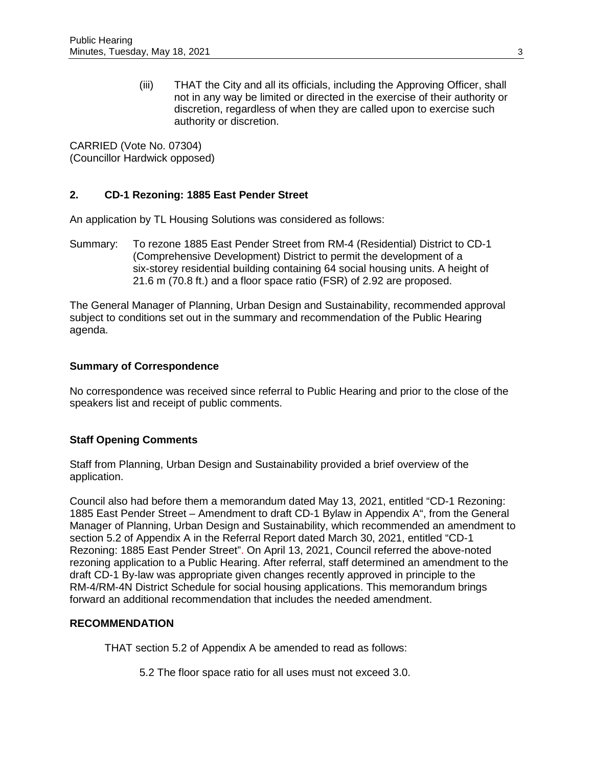(iii) THAT the City and all its officials, including the Approving Officer, shall not in any way be limited or directed in the exercise of their authority or discretion, regardless of when they are called upon to exercise such authority or discretion.

CARRIED (Vote No. 07304)
(Councillor Hardwick opposed)

## 2. CD-1 Rezoning: 1885 East Pender Street

An application by TL Housing Solutions was considered as follows:

Summary: To rezone 1885 East Pender Street from RM-4 (Residential) District to CD-1 (Comprehensive Development) District to permit the development of a six-storey residential building containing 64 social housing units. A height of 21.6 m (70.8 ft.) and a floor space ratio (FSR) of 2.92 are proposed.

The General Manager of Planning, Urban Design and Sustainability, recommended approval subject to conditions set out in the summary and recommendation of the Public Hearing agenda.

### Summary of Correspondence

No correspondence was received since referral to Public Hearing and prior to the close of the speakers list and receipt of public comments.

### Staff Opening Comments

Staff from Planning, Urban Design and Sustainability provided a brief overview of the application.

Council also had before them a memorandum dated May 13, 2021, entitled "CD-1 Rezoning: 1885 East Pender Street – Amendment to draft CD-1 Bylaw in Appendix A", from the General Manager of Planning, Urban Design and Sustainability, which recommended an amendment to section 5.2 of Appendix A in the Referral Report dated March 30, 2021, entitled "CD-1 Rezoning: 1885 East Pender Street". On April 13, 2021, Council referred the above-noted rezoning application to a Public Hearing. After referral, staff determined an amendment to the draft CD-1 By-law was appropriate given changes recently approved in principle to the RM-4/RM-4N District Schedule for social housing applications. This memorandum brings forward an additional recommendation that includes the needed amendment.

### RECOMMENDATION

THAT section 5.2 of Appendix A be amended to read as follows:

5.2 The floor space ratio for all uses must not exceed 3.0.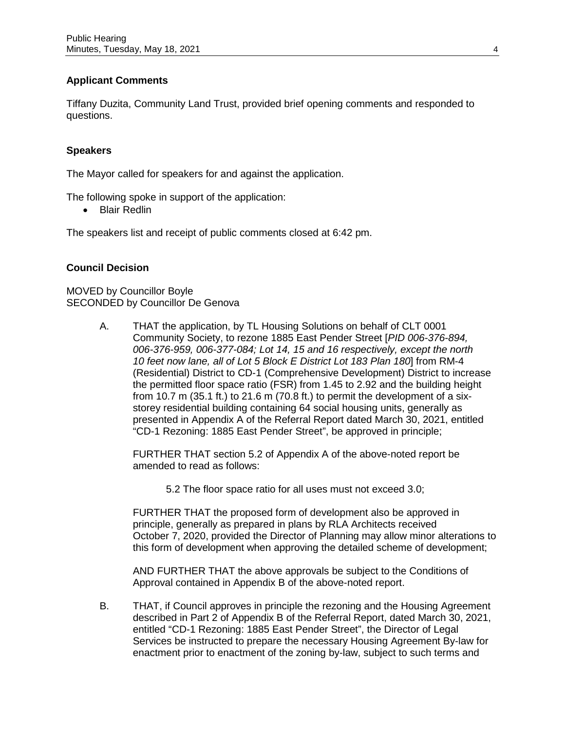**Applicant Comments**

Tiffany Duzita, Community Land Trust, provided brief opening comments and responded to questions.

**Speakers**

The Mayor called for speakers for and against the application.

The following spoke in support of the application:

- Blair Redlin

The speakers list and receipt of public comments closed at 6:42 pm.

**Council Decision**

MOVED by Councillor Boyle
SECONDED by Councillor De Genova

A. THAT the application, by TL Housing Solutions on behalf of CLT 0001 Community Society, to rezone 1885 East Pender Street [*PID 006-376-894, 006-376-959, 006-377-084; Lot 14, 15 and 16 respectively, except the north 10 feet now lane, all of Lot 5 Block E District Lot 183 Plan 180*] from RM-4 (Residential) District to CD-1 (Comprehensive Development) District to increase the permitted floor space ratio (FSR) from 1.45 to 2.92 and the building height from 10.7 m (35.1 ft.) to 21.6 m (70.8 ft.) to permit the development of a six-storey residential building containing 64 social housing units, generally as presented in Appendix A of the Referral Report dated March 30, 2021, entitled "CD-1 Rezoning: 1885 East Pender Street", be approved in principle;

   FURTHER THAT section 5.2 of Appendix A of the above-noted report be amended to read as follows:

   5.2 The floor space ratio for all uses must not exceed 3.0;

   FURTHER THAT the proposed form of development also be approved in principle, generally as prepared in plans by RLA Architects received October 7, 2020, provided the Director of Planning may allow minor alterations to this form of development when approving the detailed scheme of development;

   AND FURTHER THAT the above approvals be subject to the Conditions of Approval contained in Appendix B of the above-noted report.

B. THAT, if Council approves in principle the rezoning and the Housing Agreement described in Part 2 of Appendix B of the Referral Report, dated March 30, 2021, entitled "CD-1 Rezoning: 1885 East Pender Street", the Director of Legal Services be instructed to prepare the necessary Housing Agreement By-law for enactment prior to enactment of the zoning by-law, subject to such terms and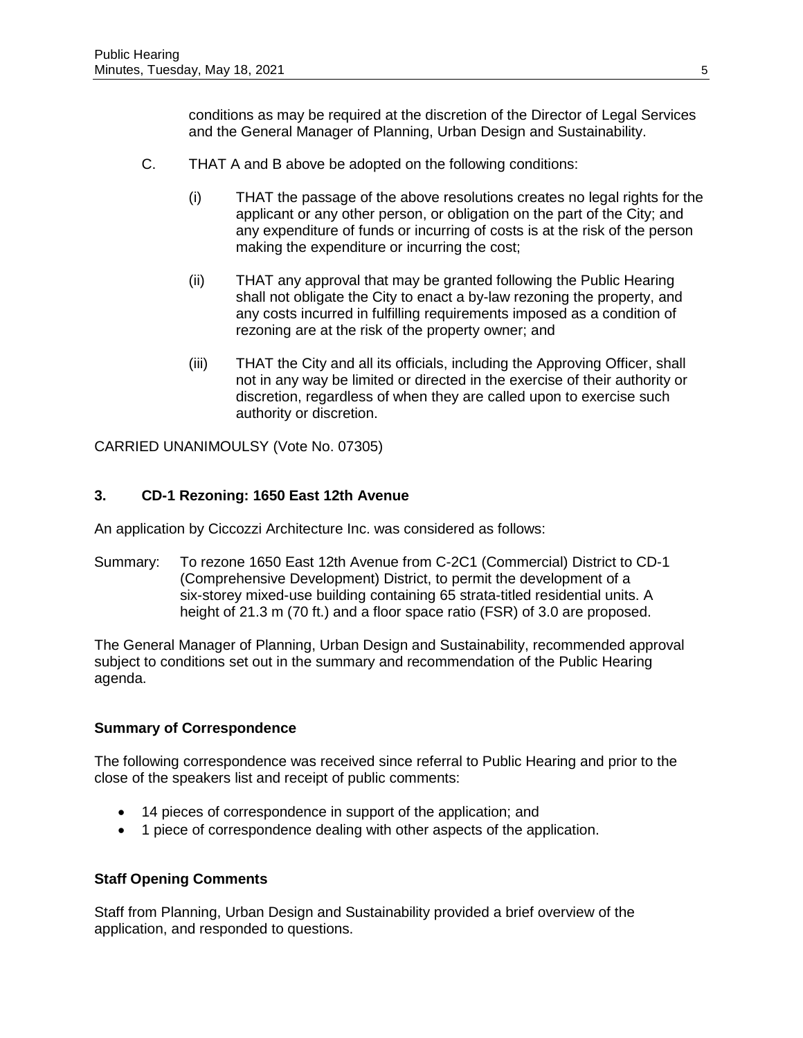conditions as may be required at the discretion of the Director of Legal Services and the General Manager of Planning, Urban Design and Sustainability.

C. THAT A and B above be adopted on the following conditions:

(i) THAT the passage of the above resolutions creates no legal rights for the applicant or any other person, or obligation on the part of the City; and any expenditure of funds or incurring of costs is at the risk of the person making the expenditure or incurring the cost;

(ii) THAT any approval that may be granted following the Public Hearing shall not obligate the City to enact a by-law rezoning the property, and any costs incurred in fulfilling requirements imposed as a condition of rezoning are at the risk of the property owner; and

(iii) THAT the City and all its officials, including the Approving Officer, shall not in any way be limited or directed in the exercise of their authority or discretion, regardless of when they are called upon to exercise such authority or discretion.

CARRIED UNANIMOULSY (Vote No. 07305)

### 3. CD-1 Rezoning: 1650 East 12th Avenue

An application by Ciccozzi Architecture Inc. was considered as follows:

Summary: To rezone 1650 East 12th Avenue from C-2C1 (Commercial) District to CD-1 (Comprehensive Development) District, to permit the development of a six-storey mixed-use building containing 65 strata-titled residential units. A height of 21.3 m (70 ft.) and a floor space ratio (FSR) of 3.0 are proposed.

The General Manager of Planning, Urban Design and Sustainability, recommended approval subject to conditions set out in the summary and recommendation of the Public Hearing agenda.

**Summary of Correspondence**

The following correspondence was received since referral to Public Hearing and prior to the close of the speakers list and receipt of public comments:

- 14 pieces of correspondence in support of the application; and
- 1 piece of correspondence dealing with other aspects of the application.

**Staff Opening Comments**

Staff from Planning, Urban Design and Sustainability provided a brief overview of the application, and responded to questions.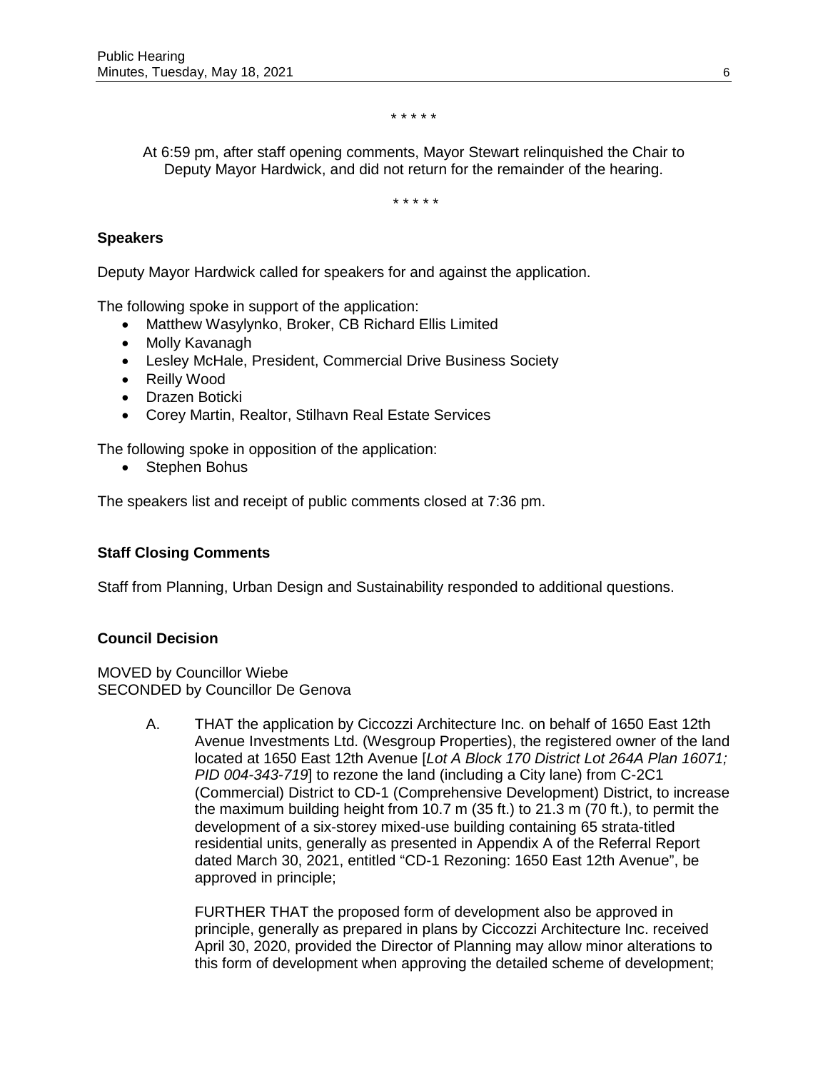\* \* \* \* \*

At 6:59 pm, after staff opening comments, Mayor Stewart relinquished the Chair to Deputy Mayor Hardwick, and did not return for the remainder of the hearing.

\* \* \* \* \*

**Speakers**

Deputy Mayor Hardwick called for speakers for and against the application.

The following spoke in support of the application:

- Matthew Wasylynko, Broker, CB Richard Ellis Limited
- Molly Kavanagh
- Lesley McHale, President, Commercial Drive Business Society
- Reilly Wood
- Drazen Boticki
- Corey Martin, Realtor, Stilhavn Real Estate Services

The following spoke in opposition of the application:

- Stephen Bohus

The speakers list and receipt of public comments closed at 7:36 pm.

**Staff Closing Comments**

Staff from Planning, Urban Design and Sustainability responded to additional questions.

**Council Decision**

MOVED by Councillor Wiebe
SECONDED by Councillor De Genova

A. THAT the application by Ciccozzi Architecture Inc. on behalf of 1650 East 12th Avenue Investments Ltd. (Wesgroup Properties), the registered owner of the land located at 1650 East 12th Avenue [*Lot A Block 170 District Lot 264A Plan 16071; PID 004-343-719*] to rezone the land (including a City lane) from C-2C1 (Commercial) District to CD-1 (Comprehensive Development) District, to increase the maximum building height from 10.7 m (35 ft.) to 21.3 m (70 ft.), to permit the development of a six-storey mixed-use building containing 65 strata-titled residential units, generally as presented in Appendix A of the Referral Report dated March 30, 2021, entitled "CD-1 Rezoning: 1650 East 12th Avenue", be approved in principle;

FURTHER THAT the proposed form of development also be approved in principle, generally as prepared in plans by Ciccozzi Architecture Inc. received April 30, 2020, provided the Director of Planning may allow minor alterations to this form of development when approving the detailed scheme of development;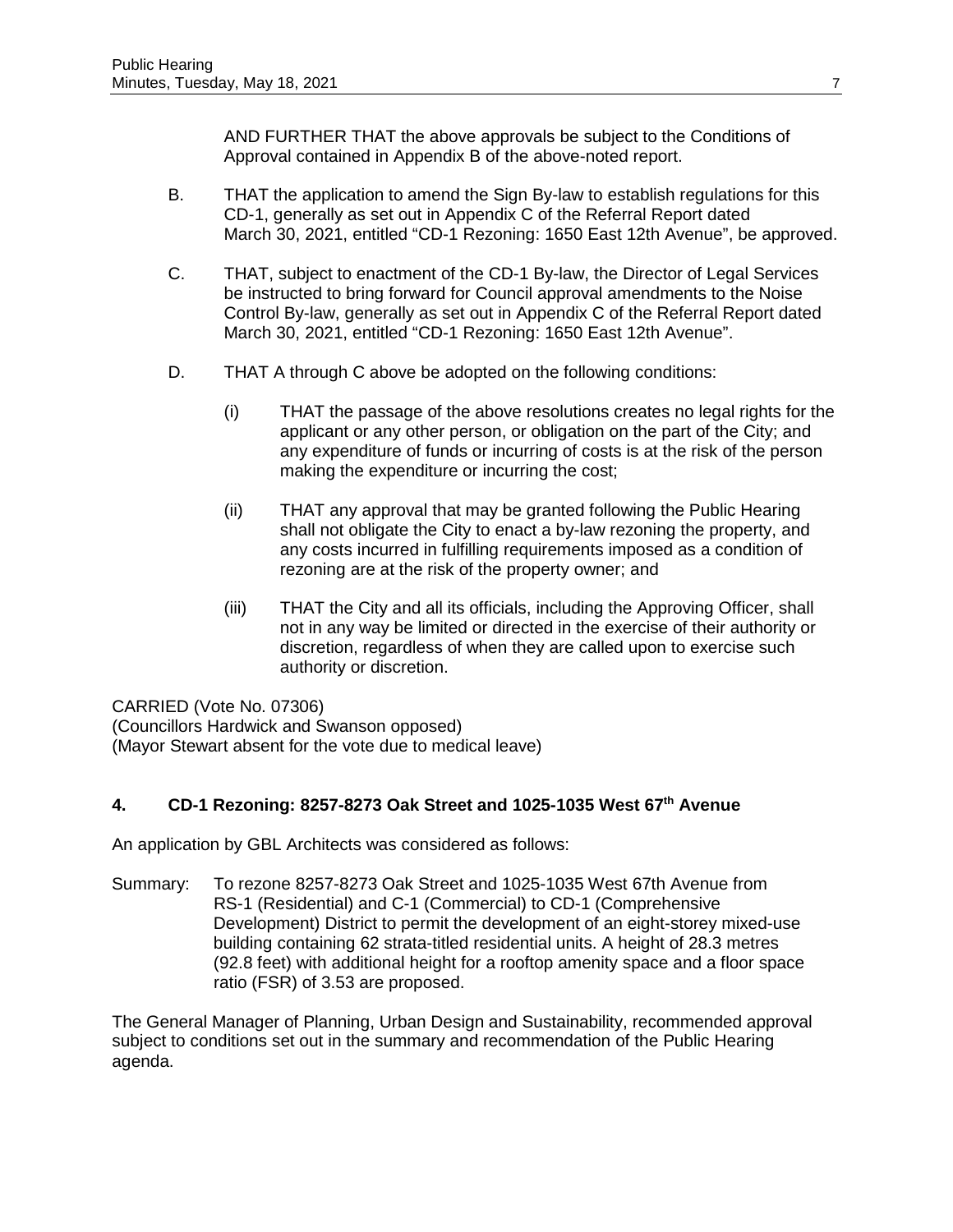AND FURTHER THAT the above approvals be subject to the Conditions of Approval contained in Appendix B of the above-noted report.

B. THAT the application to amend the Sign By-law to establish regulations for this CD-1, generally as set out in Appendix C of the Referral Report dated March 30, 2021, entitled "CD-1 Rezoning: 1650 East 12th Avenue", be approved.

C. THAT, subject to enactment of the CD-1 By-law, the Director of Legal Services be instructed to bring forward for Council approval amendments to the Noise Control By-law, generally as set out in Appendix C of the Referral Report dated March 30, 2021, entitled "CD-1 Rezoning: 1650 East 12th Avenue".

D. THAT A through C above be adopted on the following conditions:

(i) THAT the passage of the above resolutions creates no legal rights for the applicant or any other person, or obligation on the part of the City; and any expenditure of funds or incurring of costs is at the risk of the person making the expenditure or incurring the cost;

(ii) THAT any approval that may be granted following the Public Hearing shall not obligate the City to enact a by-law rezoning the property, and any costs incurred in fulfilling requirements imposed as a condition of rezoning are at the risk of the property owner; and

(iii) THAT the City and all its officials, including the Approving Officer, shall not in any way be limited or directed in the exercise of their authority or discretion, regardless of when they are called upon to exercise such authority or discretion.

CARRIED (Vote No. 07306)
(Councillors Hardwick and Swanson opposed)
(Mayor Stewart absent for the vote due to medical leave)

## 4. CD-1 Rezoning: 8257-8273 Oak Street and 1025-1035 West 67th Avenue

An application by GBL Architects was considered as follows:

Summary: To rezone 8257-8273 Oak Street and 1025-1035 West 67th Avenue from RS-1 (Residential) and C-1 (Commercial) to CD-1 (Comprehensive Development) District to permit the development of an eight-storey mixed-use building containing 62 strata-titled residential units. A height of 28.3 metres (92.8 feet) with additional height for a rooftop amenity space and a floor space ratio (FSR) of 3.53 are proposed.

The General Manager of Planning, Urban Design and Sustainability, recommended approval subject to conditions set out in the summary and recommendation of the Public Hearing agenda.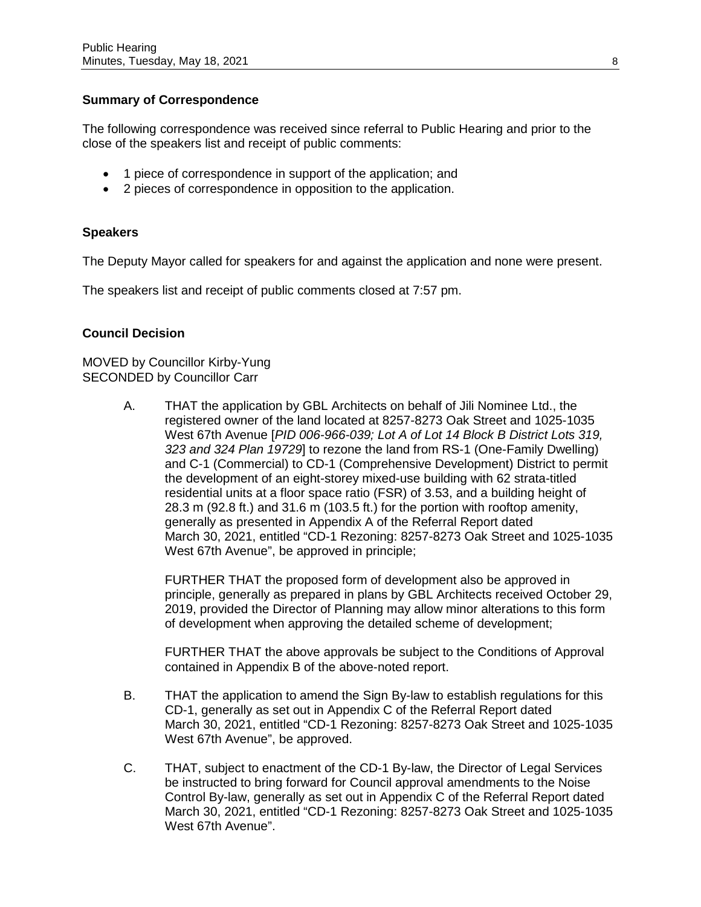**Summary of Correspondence**

The following correspondence was received since referral to Public Hearing and prior to the close of the speakers list and receipt of public comments:

- 1 piece of correspondence in support of the application; and
- 2 pieces of correspondence in opposition to the application.

**Speakers**

The Deputy Mayor called for speakers for and against the application and none were present.

The speakers list and receipt of public comments closed at 7:57 pm.

**Council Decision**

MOVED by Councillor Kirby-Yung
SECONDED by Councillor Carr

A. THAT the application by GBL Architects on behalf of Jili Nominee Ltd., the registered owner of the land located at 8257-8273 Oak Street and 1025-1035 West 67th Avenue [*PID 006-966-039; Lot A of Lot 14 Block B District Lots 319, 323 and 324 Plan 19729*] to rezone the land from RS-1 (One-Family Dwelling) and C-1 (Commercial) to CD-1 (Comprehensive Development) District to permit the development of an eight-storey mixed-use building with 62 strata-titled residential units at a floor space ratio (FSR) of 3.53, and a building height of 28.3 m (92.8 ft.) and 31.6 m (103.5 ft.) for the portion with rooftop amenity, generally as presented in Appendix A of the Referral Report dated March 30, 2021, entitled "CD-1 Rezoning: 8257-8273 Oak Street and 1025-1035 West 67th Avenue", be approved in principle;

FURTHER THAT the proposed form of development also be approved in principle, generally as prepared in plans by GBL Architects received October 29, 2019, provided the Director of Planning may allow minor alterations to this form of development when approving the detailed scheme of development;

FURTHER THAT the above approvals be subject to the Conditions of Approval contained in Appendix B of the above-noted report.

B. THAT the application to amend the Sign By-law to establish regulations for this CD-1, generally as set out in Appendix C of the Referral Report dated March 30, 2021, entitled "CD-1 Rezoning: 8257-8273 Oak Street and 1025-1035 West 67th Avenue", be approved.

C. THAT, subject to enactment of the CD-1 By-law, the Director of Legal Services be instructed to bring forward for Council approval amendments to the Noise Control By-law, generally as set out in Appendix C of the Referral Report dated March 30, 2021, entitled "CD-1 Rezoning: 8257-8273 Oak Street and 1025-1035 West 67th Avenue".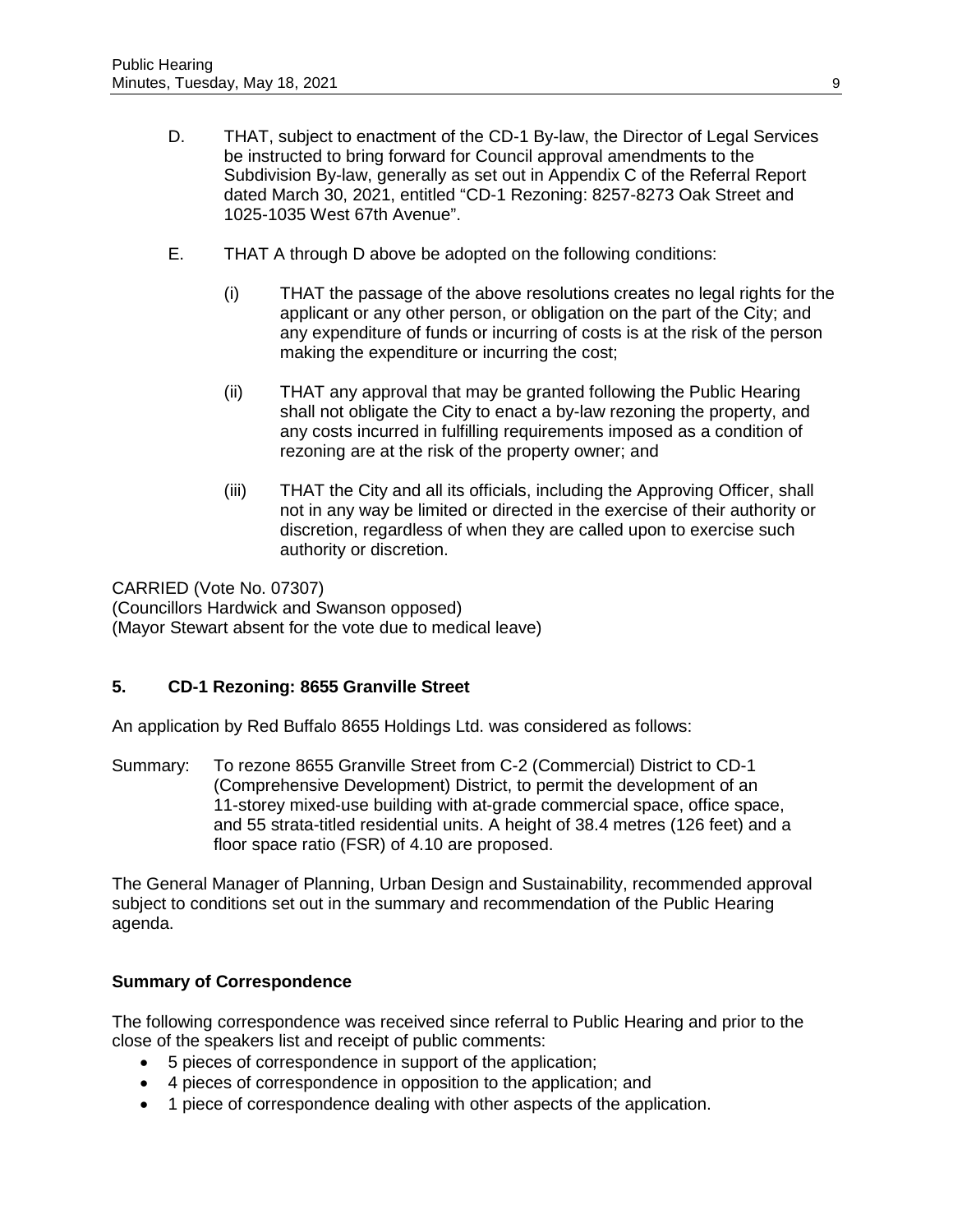D. THAT, subject to enactment of the CD-1 By-law, the Director of Legal Services be instructed to bring forward for Council approval amendments to the Subdivision By-law, generally as set out in Appendix C of the Referral Report dated March 30, 2021, entitled "CD-1 Rezoning: 8257-8273 Oak Street and 1025-1035 West 67th Avenue".

E. THAT A through D above be adopted on the following conditions:

(i) THAT the passage of the above resolutions creates no legal rights for the applicant or any other person, or obligation on the part of the City; and any expenditure of funds or incurring of costs is at the risk of the person making the expenditure or incurring the cost;

(ii) THAT any approval that may be granted following the Public Hearing shall not obligate the City to enact a by-law rezoning the property, and any costs incurred in fulfilling requirements imposed as a condition of rezoning are at the risk of the property owner; and

(iii) THAT the City and all its officials, including the Approving Officer, shall not in any way be limited or directed in the exercise of their authority or discretion, regardless of when they are called upon to exercise such authority or discretion.

CARRIED (Vote No. 07307)
(Councillors Hardwick and Swanson opposed)
(Mayor Stewart absent for the vote due to medical leave)

**5. CD-1 Rezoning: 8655 Granville Street**

An application by Red Buffalo 8655 Holdings Ltd. was considered as follows:

Summary: To rezone 8655 Granville Street from C-2 (Commercial) District to CD-1 (Comprehensive Development) District, to permit the development of an 11-storey mixed-use building with at-grade commercial space, office space, and 55 strata-titled residential units. A height of 38.4 metres (126 feet) and a floor space ratio (FSR) of 4.10 are proposed.

The General Manager of Planning, Urban Design and Sustainability, recommended approval subject to conditions set out in the summary and recommendation of the Public Hearing agenda.

**Summary of Correspondence**

The following correspondence was received since referral to Public Hearing and prior to the close of the speakers list and receipt of public comments:

- 5 pieces of correspondence in support of the application;
- 4 pieces of correspondence in opposition to the application; and
- 1 piece of correspondence dealing with other aspects of the application.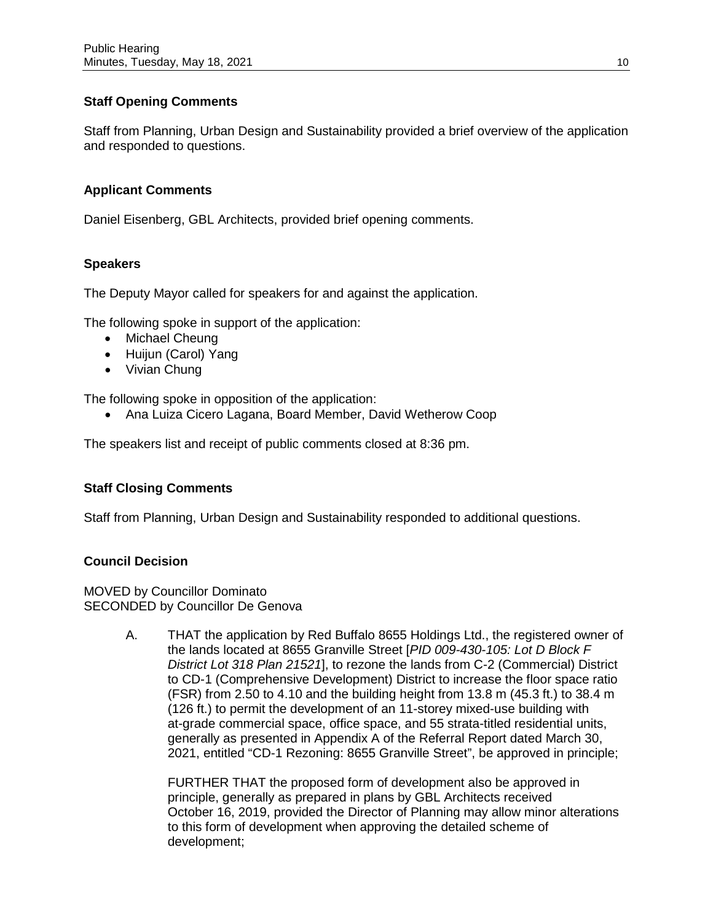### Staff Opening Comments

Staff from Planning, Urban Design and Sustainability provided a brief overview of the application and responded to questions.

### Applicant Comments

Daniel Eisenberg, GBL Architects, provided brief opening comments.

### Speakers

The Deputy Mayor called for speakers for and against the application.

The following spoke in support of the application:

- Michael Cheung
- Huijun (Carol) Yang
- Vivian Chung

The following spoke in opposition of the application:

- Ana Luiza Cicero Lagana, Board Member, David Wetherow Coop

The speakers list and receipt of public comments closed at 8:36 pm.

### Staff Closing Comments

Staff from Planning, Urban Design and Sustainability responded to additional questions.

### Council Decision

MOVED by Councillor Dominato
SECONDED by Councillor De Genova

A. THAT the application by Red Buffalo 8655 Holdings Ltd., the registered owner of the lands located at 8655 Granville Street [*PID 009-430-105: Lot D Block F District Lot 318 Plan 21521*], to rezone the lands from C-2 (Commercial) District to CD-1 (Comprehensive Development) District to increase the floor space ratio (FSR) from 2.50 to 4.10 and the building height from 13.8 m (45.3 ft.) to 38.4 m (126 ft.) to permit the development of an 11-storey mixed-use building with at-grade commercial space, office space, and 55 strata-titled residential units, generally as presented in Appendix A of the Referral Report dated March 30, 2021, entitled "CD-1 Rezoning: 8655 Granville Street", be approved in principle;

FURTHER THAT the proposed form of development also be approved in principle, generally as prepared in plans by GBL Architects received October 16, 2019, provided the Director of Planning may allow minor alterations to this form of development when approving the detailed scheme of development;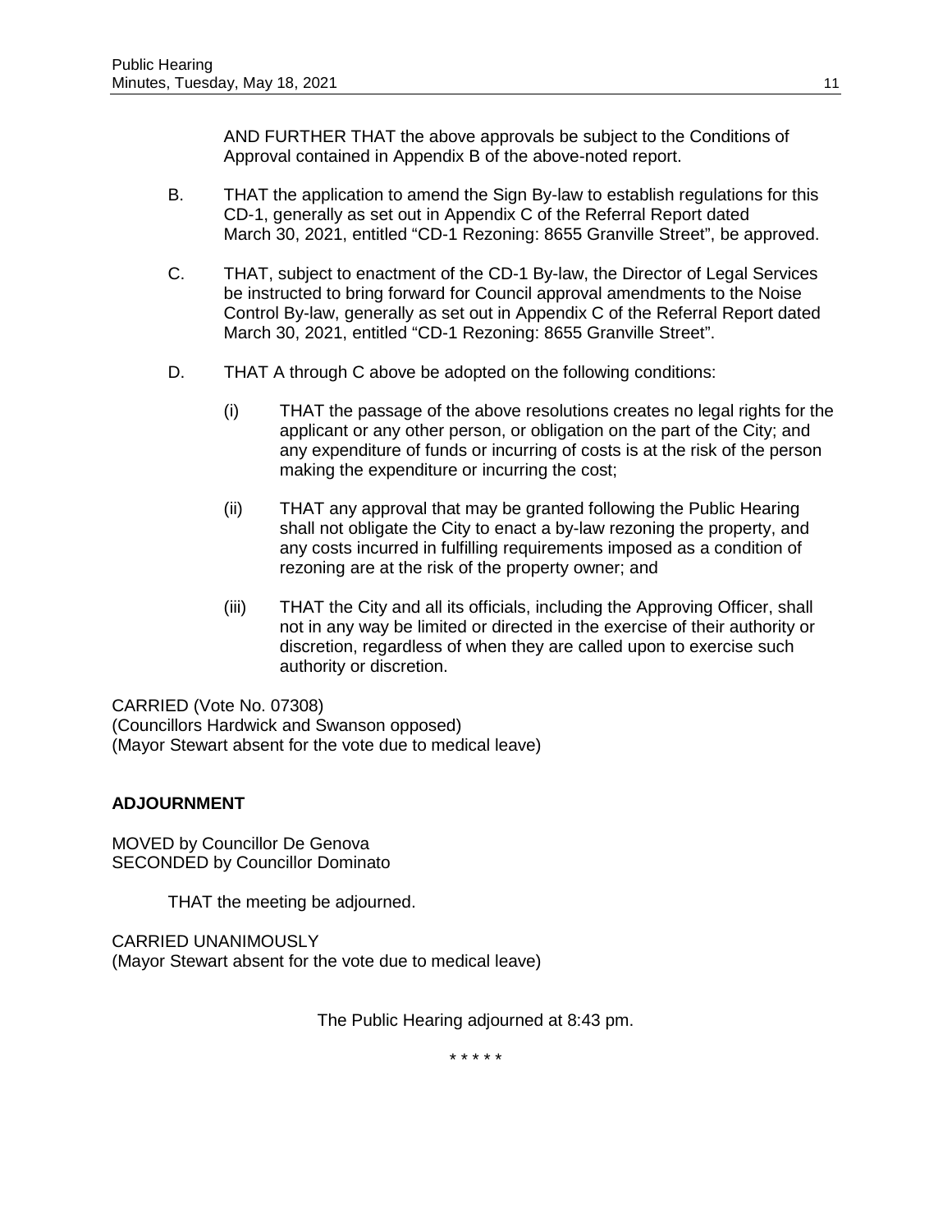AND FURTHER THAT the above approvals be subject to the Conditions of Approval contained in Appendix B of the above-noted report.

B. THAT the application to amend the Sign By-law to establish regulations for this CD-1, generally as set out in Appendix C of the Referral Report dated March 30, 2021, entitled "CD-1 Rezoning: 8655 Granville Street", be approved.

C. THAT, subject to enactment of the CD-1 By-law, the Director of Legal Services be instructed to bring forward for Council approval amendments to the Noise Control By-law, generally as set out in Appendix C of the Referral Report dated March 30, 2021, entitled "CD-1 Rezoning: 8655 Granville Street".

D. THAT A through C above be adopted on the following conditions:

(i) THAT the passage of the above resolutions creates no legal rights for the applicant or any other person, or obligation on the part of the City; and any expenditure of funds or incurring of costs is at the risk of the person making the expenditure or incurring the cost;

(ii) THAT any approval that may be granted following the Public Hearing shall not obligate the City to enact a by-law rezoning the property, and any costs incurred in fulfilling requirements imposed as a condition of rezoning are at the risk of the property owner; and

(iii) THAT the City and all its officials, including the Approving Officer, shall not in any way be limited or directed in the exercise of their authority or discretion, regardless of when they are called upon to exercise such authority or discretion.

CARRIED (Vote No. 07308)
(Councillors Hardwick and Swanson opposed)
(Mayor Stewart absent for the vote due to medical leave)

**ADJOURNMENT**

MOVED by Councillor De Genova
SECONDED by Councillor Dominato

THAT the meeting be adjourned.

CARRIED UNANIMOUSLY
(Mayor Stewart absent for the vote due to medical leave)

The Public Hearing adjourned at 8:43 pm.

\* \* \* \* \*